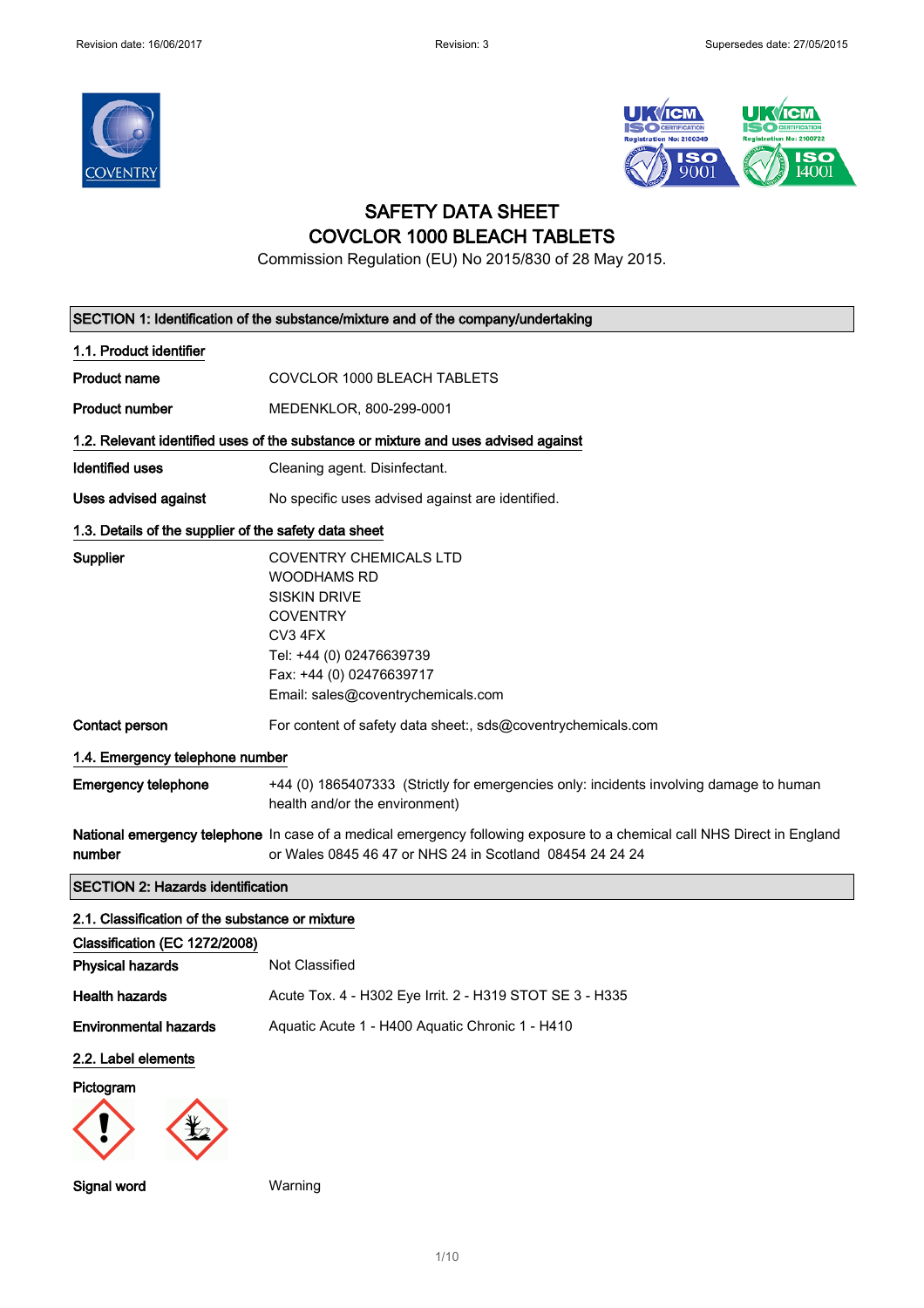# SAFETY DATA SHEET
# COVCLOR 1000 BLEACH TABLETS

Commission Regulation (EU) No 2015/830 of 28 May 2015.

## SECTION 1: Identification of the substance/mixture and of the company/undertaking

### 1.1. Product identifier

**Product name** COVCLOR 1000 BLEACH TABLETS

**Product number** MEDENKLOR, 800-299-0001

### 1.2. Relevant identified uses of the substance or mixture and uses advised against

**Identified uses** Cleaning agent. Disinfectant.

**Uses advised against** No specific uses advised against are identified.

### 1.3. Details of the supplier of the safety data sheet

**Supplier**
COVENTRY CHEMICALS LTD
WOODHAMS RD
SISKIN DRIVE
COVENTRY
CV3 4FX
Tel: +44 (0) 02476639739
Fax: +44 (0) 02476639717
Email: sales@coventrychemicals.com

**Contact person** For content of safety data sheet:, sds@coventrychemicals.com

### 1.4. Emergency telephone number

**Emergency telephone** +44 (0) 1865407333 (Strictly for emergencies only: incidents involving damage to human health and/or the environment)

**National emergency telephone number** In case of a medical emergency following exposure to a chemical call NHS Direct in England or Wales 0845 46 47 or NHS 24 in Scotland 08454 24 24 24

## SECTION 2: Hazards identification

### 2.1. Classification of the substance or mixture

**Classification (EC 1272/2008)**

**Physical hazards** Not Classified

**Health hazards** Acute Tox. 4 - H302 Eye Irrit. 2 - H319 STOT SE 3 - H335

**Environmental hazards** Aquatic Acute 1 - H400 Aquatic Chronic 1 - H410

### 2.2. Label elements

**Pictogram**

**Signal word** Warning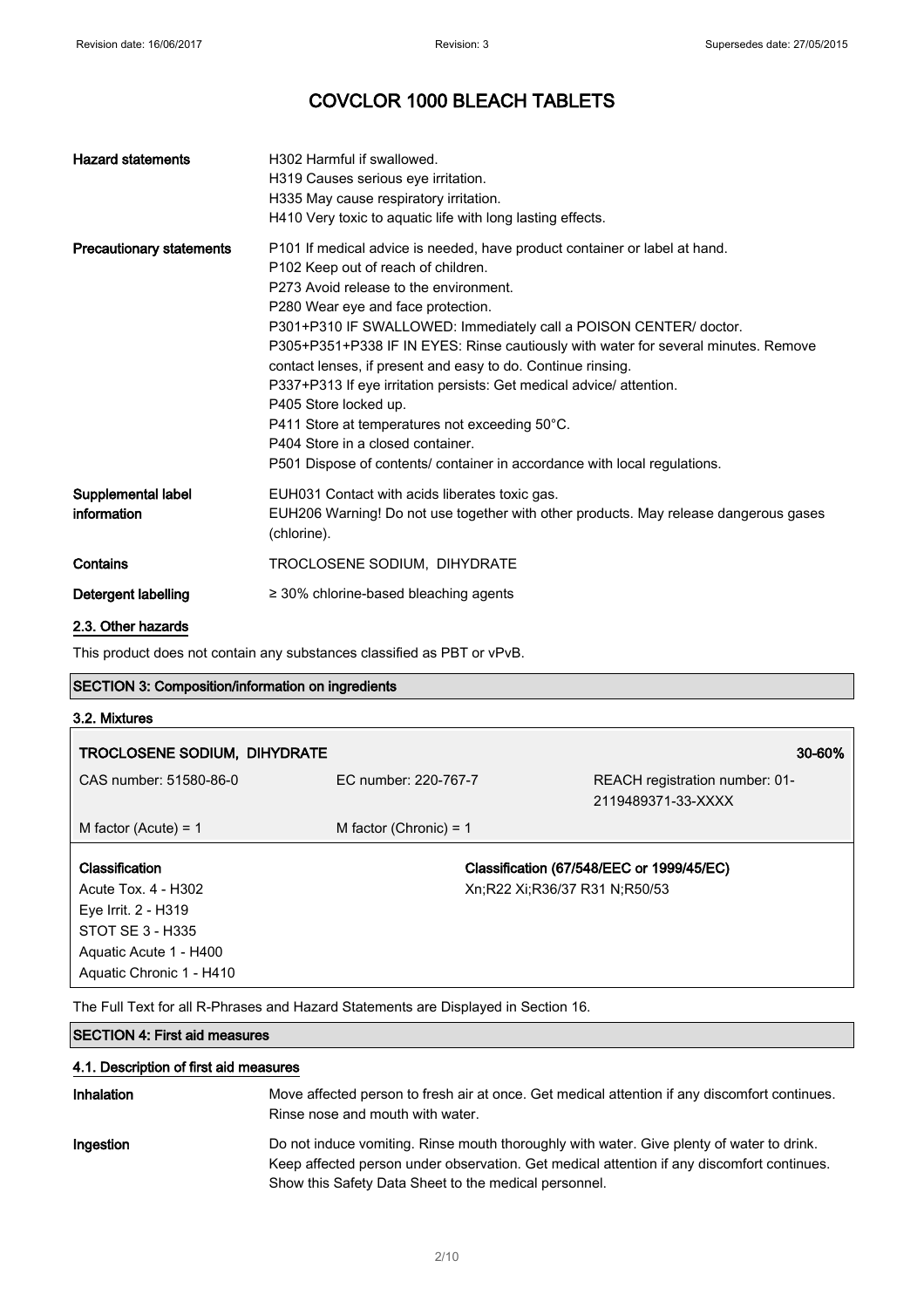| | |
|---|---|
| **Hazard statements** | H302 Harmful if swallowed.<br>H319 Causes serious eye irritation.<br>H335 May cause respiratory irritation.<br>H410 Very toxic to aquatic life with long lasting effects. |
| **Precautionary statements** | P101 If medical advice is needed, have product container or label at hand.<br>P102 Keep out of reach of children.<br>P273 Avoid release to the environment.<br>P280 Wear eye and face protection.<br>P301+P310 IF SWALLOWED: Immediately call a POISON CENTER/ doctor.<br>P305+P351+P338 IF IN EYES: Rinse cautiously with water for several minutes. Remove contact lenses, if present and easy to do. Continue rinsing.<br>P337+P313 If eye irritation persists: Get medical advice/ attention.<br>P405 Store locked up.<br>P411 Store at temperatures not exceeding 50°C.<br>P404 Store in a closed container.<br>P501 Dispose of contents/ container in accordance with local regulations. |
| **Supplemental label information** | EUH031 Contact with acids liberates toxic gas.<br>EUH206 Warning! Do not use together with other products. May release dangerous gases (chlorine). |
| **Contains** | TROCLOSENE SODIUM, DIHYDRATE |
| **Detergent labelling** | ≥ 30% chlorine-based bleaching agents |

### 2.3. Other hazards

This product does not contain any substances classified as PBT or vPvB.

## SECTION 3: Composition/information on ingredients

### 3.2. Mixtures

| **TROCLOSENE SODIUM, DIHYDRATE** | | **30-60%** |
|---|---|---|
| CAS number: 51580-86-0 | EC number: 220-767-7 | REACH registration number: 01-2119489371-33-XXXX |
| M factor (Acute) = 1 | M factor (Chronic) = 1 | |
| **Classification**<br>Acute Tox. 4 - H302<br>Eye Irrit. 2 - H319<br>STOT SE 3 - H335<br>Aquatic Acute 1 - H400<br>Aquatic Chronic 1 - H410 | | **Classification (67/548/EEC or 1999/45/EC)**<br>Xn;R22 Xi;R36/37 R31 N;R50/53 |

The Full Text for all R-Phrases and Hazard Statements are Displayed in Section 16.

## SECTION 4: First aid measures

### 4.1. Description of first aid measures

| | |
|---|---|
| **Inhalation** | Move affected person to fresh air at once. Get medical attention if any discomfort continues. Rinse nose and mouth with water. |
| **Ingestion** | Do not induce vomiting. Rinse mouth thoroughly with water. Give plenty of water to drink. Keep affected person under observation. Get medical attention if any discomfort continues. Show this Safety Data Sheet to the medical personnel. |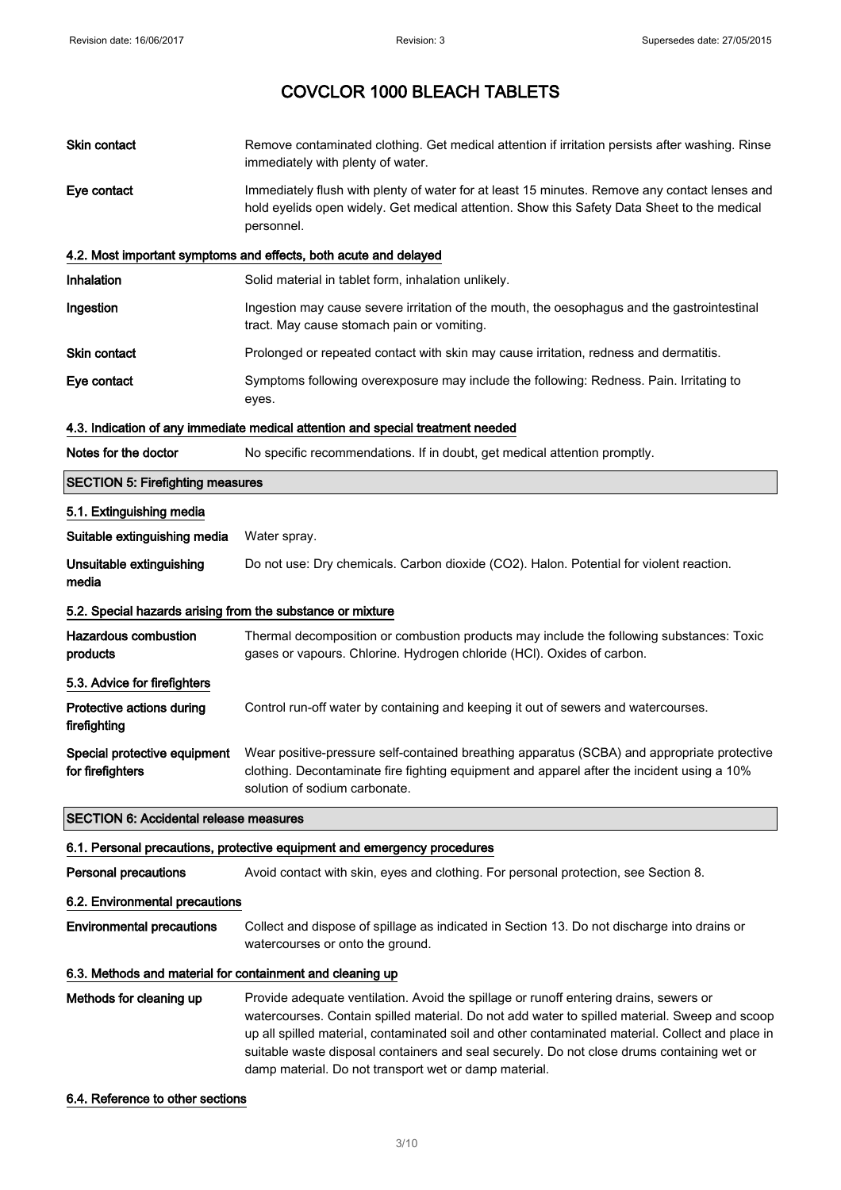# COVCLOR 1000 BLEACH TABLETS

**Skin contact** Remove contaminated clothing. Get medical attention if irritation persists after washing. Rinse immediately with plenty of water.

**Eye contact** Immediately flush with plenty of water for at least 15 minutes. Remove any contact lenses and hold eyelids open widely. Get medical attention. Show this Safety Data Sheet to the medical personnel.

### 4.2. Most important symptoms and effects, both acute and delayed

**Inhalation** Solid material in tablet form, inhalation unlikely.

**Ingestion** Ingestion may cause severe irritation of the mouth, the oesophagus and the gastrointestinal tract. May cause stomach pain or vomiting.

**Skin contact** Prolonged or repeated contact with skin may cause irritation, redness and dermatitis.

**Eye contact** Symptoms following overexposure may include the following: Redness. Pain. Irritating to eyes.

### 4.3. Indication of any immediate medical attention and special treatment needed

**Notes for the doctor** No specific recommendations. If in doubt, get medical attention promptly.

## SECTION 5: Firefighting measures

### 5.1. Extinguishing media

**Suitable extinguishing media** Water spray.

**Unsuitable extinguishing media** Do not use: Dry chemicals. Carbon dioxide ($CO_2$). Halon. Potential for violent reaction.

### 5.2. Special hazards arising from the substance or mixture

**Hazardous combustion products** Thermal decomposition or combustion products may include the following substances: Toxic gases or vapours. Chlorine. Hydrogen chloride (HCl). Oxides of carbon.

### 5.3. Advice for firefighters

**Protective actions during firefighting** Control run-off water by containing and keeping it out of sewers and watercourses.

**Special protective equipment for firefighters** Wear positive-pressure self-contained breathing apparatus (SCBA) and appropriate protective clothing. Decontaminate fire fighting equipment and apparel after the incident using a 10% solution of sodium carbonate.

## SECTION 6: Accidental release measures

### 6.1. Personal precautions, protective equipment and emergency procedures

**Personal precautions** Avoid contact with skin, eyes and clothing. For personal protection, see Section 8.

### 6.2. Environmental precautions

**Environmental precautions** Collect and dispose of spillage as indicated in Section 13. Do not discharge into drains or watercourses or onto the ground.

### 6.3. Methods and material for containment and cleaning up

**Methods for cleaning up** Provide adequate ventilation. Avoid the spillage or runoff entering drains, sewers or watercourses. Contain spilled material. Do not add water to spilled material. Sweep and scoop up all spilled material, contaminated soil and other contaminated material. Collect and place in suitable waste disposal containers and seal securely. Do not close drums containing wet or damp material. Do not transport wet or damp material.

### 6.4. Reference to other sections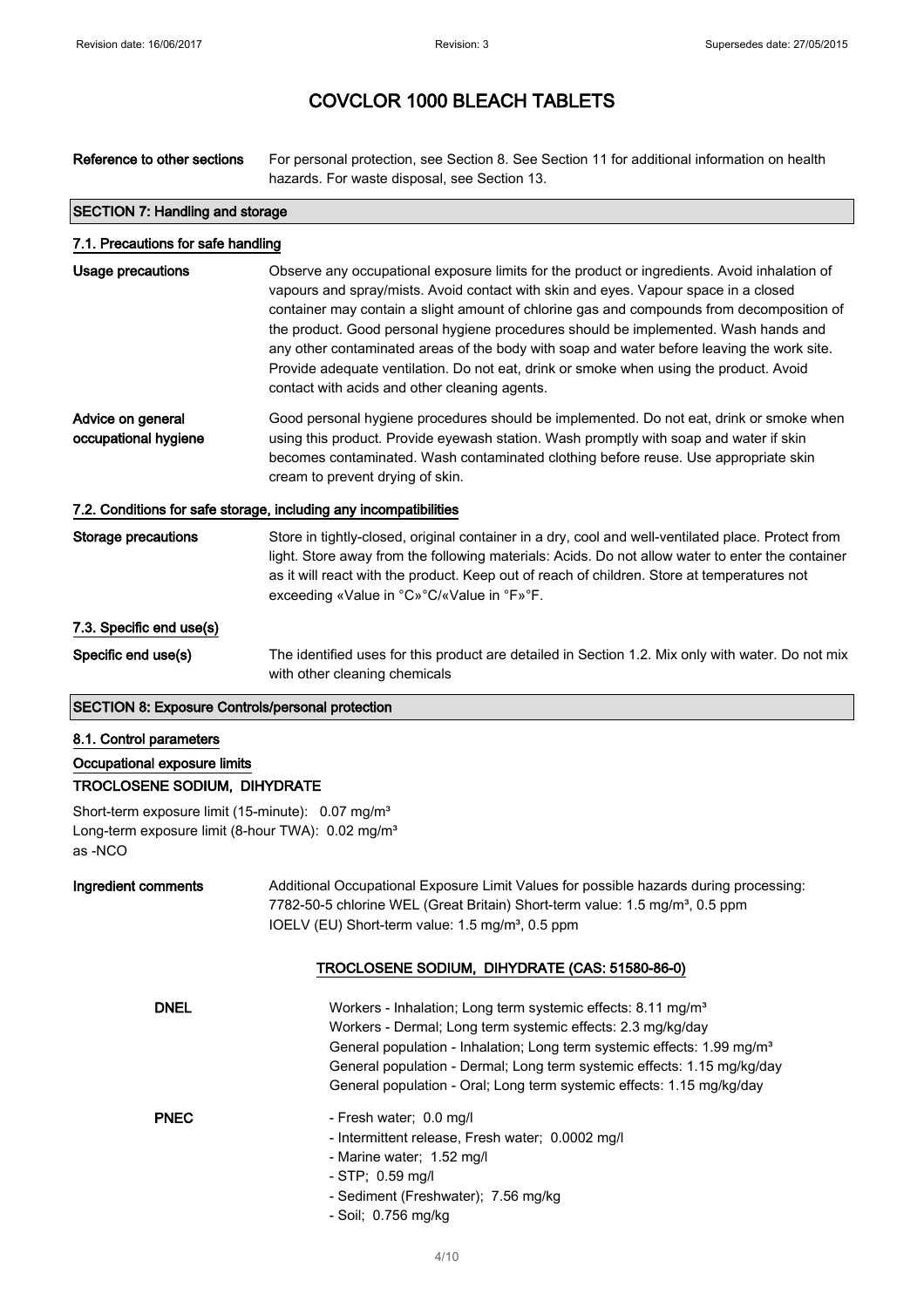# COVCLOR 1000 BLEACH TABLETS

**Reference to other sections** For personal protection, see Section 8. See Section 11 for additional information on health hazards. For waste disposal, see Section 13.

## SECTION 7: Handling and storage

### 7.1. Precautions for safe handling

**Usage precautions** Observe any occupational exposure limits for the product or ingredients. Avoid inhalation of vapours and spray/mists. Avoid contact with skin and eyes. Vapour space in a closed container may contain a slight amount of chlorine gas and compounds from decomposition of the product. Good personal hygiene procedures should be implemented. Wash hands and any other contaminated areas of the body with soap and water before leaving the work site. Provide adequate ventilation. Do not eat, drink or smoke when using the product. Avoid contact with acids and other cleaning agents.

**Advice on general occupational hygiene** Good personal hygiene procedures should be implemented. Do not eat, drink or smoke when using this product. Provide eyewash station. Wash promptly with soap and water if skin becomes contaminated. Wash contaminated clothing before reuse. Use appropriate skin cream to prevent drying of skin.

### 7.2. Conditions for safe storage, including any incompatibilities

**Storage precautions** Store in tightly-closed, original container in a dry, cool and well-ventilated place. Protect from light. Store away from the following materials: Acids. Do not allow water to enter the container as it will react with the product. Keep out of reach of children. Store at temperatures not exceeding «Value in °C»°C/«Value in °F»°F.

### 7.3. Specific end use(s)

**Specific end use(s)** The identified uses for this product are detailed in Section 1.2. Mix only with water. Do not mix with other cleaning chemicals

## SECTION 8: Exposure Controls/personal protection

### 8.1. Control parameters

**Occupational exposure limits**

**TROCLOSENE SODIUM, DIHYDRATE**

Short-term exposure limit (15-minute): 0.07 mg/m³
Long-term exposure limit (8-hour TWA): 0.02 mg/m³
as -NCO

**Ingredient comments** Additional Occupational Exposure Limit Values for possible hazards during processing:
7782-50-5 chlorine WEL (Great Britain) Short-term value: 1.5 mg/m³, 0.5 ppm
IOELV (EU) Short-term value: 1.5 mg/m³, 0.5 ppm

**TROCLOSENE SODIUM, DIHYDRATE (CAS: 51580-86-0)**

**DNEL**
Workers - Inhalation; Long term systemic effects: 8.11 mg/m³
Workers - Dermal; Long term systemic effects: 2.3 mg/kg/day
General population - Inhalation; Long term systemic effects: 1.99 mg/m³
General population - Dermal; Long term systemic effects: 1.15 mg/kg/day
General population - Oral; Long term systemic effects: 1.15 mg/kg/day

**PNEC**
- Fresh water; 0.0 mg/l
- Intermittent release, Fresh water; 0.0002 mg/l
- Marine water; 1.52 mg/l
- STP; 0.59 mg/l
- Sediment (Freshwater); 7.56 mg/kg
- Soil; 0.756 mg/kg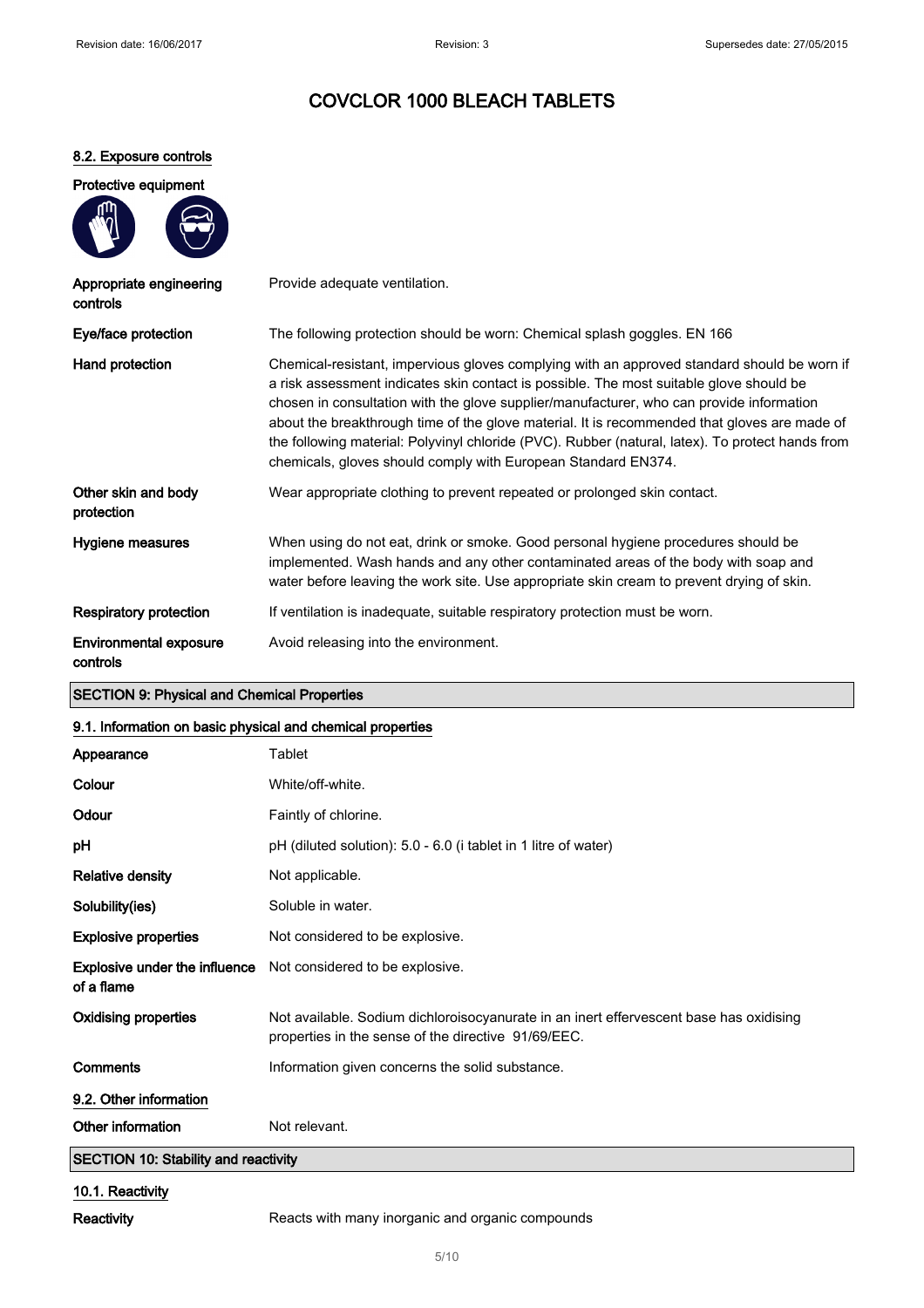# COVCLOR 1000 BLEACH TABLETS

### 8.2. Exposure controls

**Protective equipment**

| | |
|---|---|
| **Appropriate engineering controls** | Provide adequate ventilation. |
| **Eye/face protection** | The following protection should be worn: Chemical splash goggles. EN 166 |
| **Hand protection** | Chemical-resistant, impervious gloves complying with an approved standard should be worn if a risk assessment indicates skin contact is possible. The most suitable glove should be chosen in consultation with the glove supplier/manufacturer, who can provide information about the breakthrough time of the glove material. It is recommended that gloves are made of the following material: Polyvinyl chloride (PVC). Rubber (natural, latex). To protect hands from chemicals, gloves should comply with European Standard EN374. |
| **Other skin and body protection** | Wear appropriate clothing to prevent repeated or prolonged skin contact. |
| **Hygiene measures** | When using do not eat, drink or smoke. Good personal hygiene procedures should be implemented. Wash hands and any other contaminated areas of the body with soap and water before leaving the work site. Use appropriate skin cream to prevent drying of skin. |
| **Respiratory protection** | If ventilation is inadequate, suitable respiratory protection must be worn. |
| **Environmental exposure controls** | Avoid releasing into the environment. |

## SECTION 9: Physical and Chemical Properties

### 9.1. Information on basic physical and chemical properties

| | |
|---|---|
| **Appearance** | Tablet |
| **Colour** | White/off-white. |
| **Odour** | Faintly of chlorine. |
| **pH** | pH (diluted solution): 5.0 - 6.0 (i tablet in 1 litre of water) |
| **Relative density** | Not applicable. |
| **Solubility(ies)** | Soluble in water. |
| **Explosive properties** | Not considered to be explosive. |
| **Explosive under the influence of a flame** | Not considered to be explosive. |
| **Oxidising properties** | Not available. Sodium dichloroisocyanurate in an inert effervescent base has oxidising properties in the sense of the directive 91/69/EEC. |
| **Comments** | Information given concerns the solid substance. |

### 9.2. Other information

| | |
|---|---|
| **Other information** | Not relevant. |

## SECTION 10: Stability and reactivity

### 10.1. Reactivity

| | |
|---|---|
| **Reactivity** | Reacts with many inorganic and organic compounds |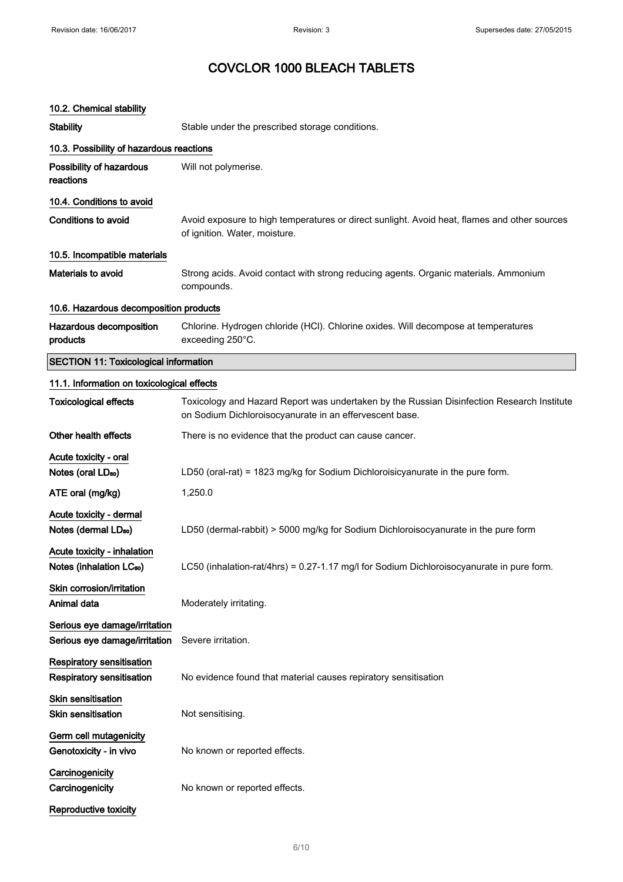# COVCLOR 1000 BLEACH TABLETS

### 10.2. Chemical stability

**Stability** Stable under the prescribed storage conditions.

### 10.3. Possibility of hazardous reactions

**Possibility of hazardous reactions** Will not polymerise.

### 10.4. Conditions to avoid

**Conditions to avoid** Avoid exposure to high temperatures or direct sunlight. Avoid heat, flames and other sources of ignition. Water, moisture.

### 10.5. Incompatible materials

**Materials to avoid** Strong acids. Avoid contact with strong reducing agents. Organic materials. Ammonium compounds.

### 10.6. Hazardous decomposition products

**Hazardous decomposition products** Chlorine. Hydrogen chloride (HCl). Chlorine oxides. Will decompose at temperatures exceeding 250°C.

## SECTION 11: Toxicological information

### 11.1. Information on toxicological effects

**Toxicological effects** Toxicology and Hazard Report was undertaken by the Russian Disinfection Research Institute on Sodium Dichloroisocyanurate in an effervescent base.

**Other health effects** There is no evidence that the product can cause cancer.

**Acute toxicity - oral**

**Notes (oral $LD_{50}$)** LD50 (oral-rat) = 1823 mg/kg for Sodium Dichloroisicyanurate in the pure form.

**ATE oral (mg/kg)** 1,250.0

**Acute toxicity - dermal**

**Notes (dermal $LD_{50}$)** LD50 (dermal-rabbit) > 5000 mg/kg for Sodium Dichloroisocyanurate in the pure form

**Acute toxicity - inhalation**

**Notes (inhalation $LC_{50}$)** LC50 (inhalation-rat/4hrs) = 0.27-1.17 mg/l for Sodium Dichloroisocyanurate in pure form.

**Skin corrosion/irritation**

**Animal data** Moderately irritating.

**Serious eye damage/irritation**

**Serious eye damage/irritation** Severe irritation.

**Respiratory sensitisation**

**Respiratory sensitisation** No evidence found that material causes repiratory sensitisation

**Skin sensitisation**

**Skin sensitisation** Not sensitising.

**Germ cell mutagenicity**

**Genotoxicity - in vivo** No known or reported effects.

**Carcinogenicity**

**Carcinogenicity** No known or reported effects.

**Reproductive toxicity**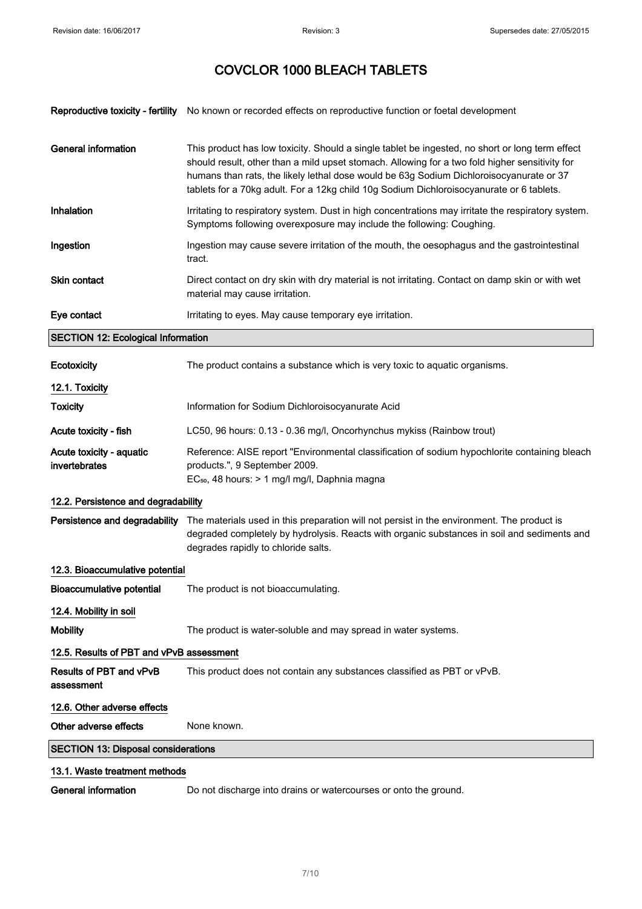# COVCLOR 1000 BLEACH TABLETS

| | |
|---|---|
| **Reproductive toxicity - fertility** | No known or recorded effects on reproductive function or foetal development |
| **General information** | This product has low toxicity. Should a single tablet be ingested, no short or long term effect should result, other than a mild upset stomach. Allowing for a two fold higher sensitivity for humans than rats, the likely lethal dose would be 63g Sodium Dichloroisocyanurate or 37 tablets for a 70kg adult. For a 12kg child 10g Sodium Dichloroisocyanurate or 6 tablets. |
| **Inhalation** | Irritating to respiratory system. Dust in high concentrations may irritate the respiratory system. Symptoms following overexposure may include the following: Coughing. |
| **Ingestion** | Ingestion may cause severe irritation of the mouth, the oesophagus and the gastrointestinal tract. |
| **Skin contact** | Direct contact on dry skin with dry material is not irritating. Contact on damp skin or with wet material may cause irritation. |
| **Eye contact** | Irritating to eyes. May cause temporary eye irritation. |

## SECTION 12: Ecological Information

| | |
|---|---|
| **Ecotoxicity** | The product contains a substance which is very toxic to aquatic organisms. |

### 12.1. Toxicity

| | |
|---|---|
| **Toxicity** | Information for Sodium Dichloroisocyanurate Acid |
| **Acute toxicity - fish** | LC50, 96 hours: 0.13 - 0.36 mg/l, Oncorhynchus mykiss (Rainbow trout) |
| **Acute toxicity - aquatic invertebrates** | Reference: AISE report "Environmental classification of sodium hypochlorite containing bleach products.", 9 September 2009. $EC_{50}$, 48 hours: > 1 mg/l mg/l, Daphnia magna |

### 12.2. Persistence and degradability

| | |
|---|---|
| **Persistence and degradability** | The materials used in this preparation will not persist in the environment. The product is degraded completely by hydrolysis. Reacts with organic substances in soil and sediments and degrades rapidly to chloride salts. |

### 12.3. Bioaccumulative potential

| | |
|---|---|
| **Bioaccumulative potential** | The product is not bioaccumulating. |

### 12.4. Mobility in soil

| | |
|---|---|
| **Mobility** | The product is water-soluble and may spread in water systems. |

### 12.5. Results of PBT and vPvB assessment

| | |
|---|---|
| **Results of PBT and vPvB assessment** | This product does not contain any substances classified as PBT or vPvB. |

### 12.6. Other adverse effects

| | |
|---|---|
| **Other adverse effects** | None known. |

## SECTION 13: Disposal considerations

### 13.1. Waste treatment methods

| | |
|---|---|
| **General information** | Do not discharge into drains or watercourses or onto the ground. |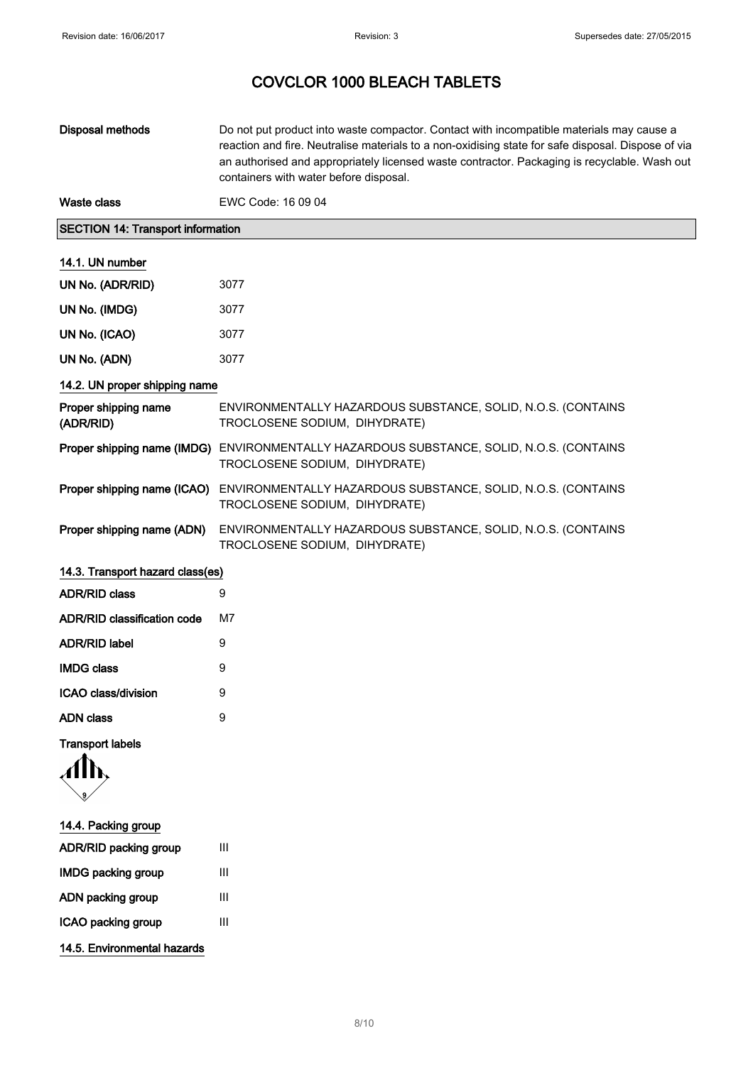# COVCLOR 1000 BLEACH TABLETS

| | |
|---|---|
| **Disposal methods** | Do not put product into waste compactor. Contact with incompatible materials may cause a reaction and fire. Neutralise materials to a non-oxidising state for safe disposal. Dispose of via an authorised and appropriately licensed waste contractor. Packaging is recyclable. Wash out containers with water before disposal. |
| **Waste class** | EWC Code: 16 09 04 |

## SECTION 14: Transport information

### 14.1. UN number

| | |
|---|---|
| **UN No. (ADR/RID)** | 3077 |
| **UN No. (IMDG)** | 3077 |
| **UN No. (ICAO)** | 3077 |
| **UN No. (ADN)** | 3077 |

### 14.2. UN proper shipping name

| | |
|---|---|
| **Proper shipping name (ADR/RID)** | ENVIRONMENTALLY HAZARDOUS SUBSTANCE, SOLID, N.O.S. (CONTAINS TROCLOSENE SODIUM, DIHYDRATE) |
| **Proper shipping name (IMDG)** | ENVIRONMENTALLY HAZARDOUS SUBSTANCE, SOLID, N.O.S. (CONTAINS TROCLOSENE SODIUM, DIHYDRATE) |
| **Proper shipping name (ICAO)** | ENVIRONMENTALLY HAZARDOUS SUBSTANCE, SOLID, N.O.S. (CONTAINS TROCLOSENE SODIUM, DIHYDRATE) |
| **Proper shipping name (ADN)** | ENVIRONMENTALLY HAZARDOUS SUBSTANCE, SOLID, N.O.S. (CONTAINS TROCLOSENE SODIUM, DIHYDRATE) |

### 14.3. Transport hazard class(es)

| | |
|---|---|
| **ADR/RID class** | 9 |
| **ADR/RID classification code** | M7 |
| **ADR/RID label** | 9 |
| **IMDG class** | 9 |
| **ICAO class/division** | 9 |
| **ADN class** | 9 |

**Transport labels**

### 14.4. Packing group

| | |
|---|---|
| **ADR/RID packing group** | III |
| **IMDG packing group** | III |
| **ADN packing group** | III |
| **ICAO packing group** | III |

### 14.5. Environmental hazards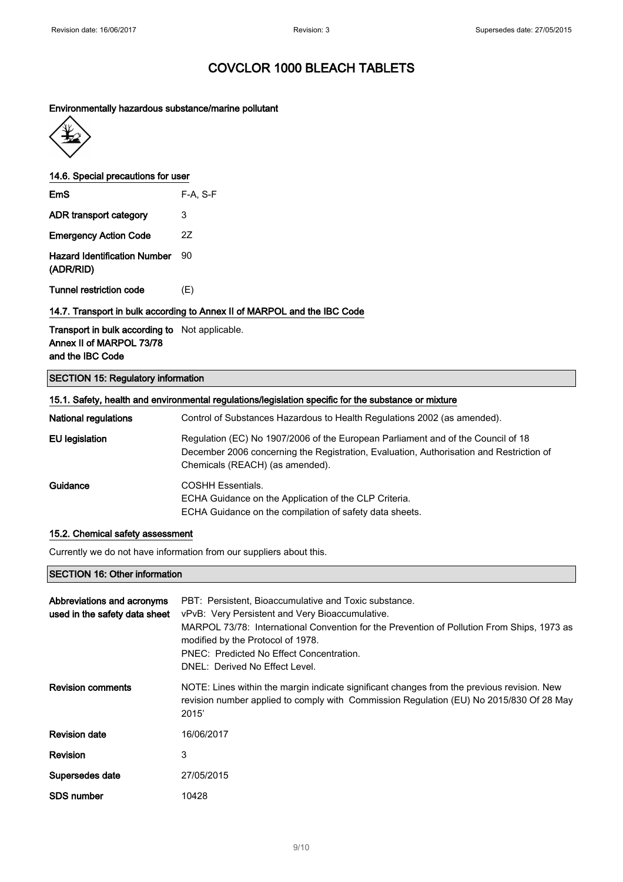# COVCLOR 1000 BLEACH TABLETS

**Environmentally hazardous substance/marine pollutant**

### 14.6. Special precautions for user

| | |
|---|---|
| **EmS** | F-A, S-F |
| **ADR transport category** | 3 |
| **Emergency Action Code** | 2Z |
| **Hazard Identification Number (ADR/RID)** | 90 |
| **Tunnel restriction code** | (E) |

### 14.7. Transport in bulk according to Annex II of MARPOL and the IBC Code

| | |
|---|---|
| **Transport in bulk according to Annex II of MARPOL 73/78 and the IBC Code** | Not applicable. |

## SECTION 15: Regulatory information

### 15.1. Safety, health and environmental regulations/legislation specific for the substance or mixture

| | |
|---|---|
| **National regulations** | Control of Substances Hazardous to Health Regulations 2002 (as amended). |
| **EU legislation** | Regulation (EC) No 1907/2006 of the European Parliament and of the Council of 18 December 2006 concerning the Registration, Evaluation, Authorisation and Restriction of Chemicals (REACH) (as amended). |
| **Guidance** | COSHH Essentials.<br>ECHA Guidance on the Application of the CLP Criteria.<br>ECHA Guidance on the compilation of safety data sheets. |

### 15.2. Chemical safety assessment

Currently we do not have information from our suppliers about this.

## SECTION 16: Other information

| | |
|---|---|
| **Abbreviations and acronyms used in the safety data sheet** | PBT: Persistent, Bioaccumulative and Toxic substance.<br>vPvB: Very Persistent and Very Bioaccumulative.<br>MARPOL 73/78: International Convention for the Prevention of Pollution From Ships, 1973 as modified by the Protocol of 1978.<br>PNEC: Predicted No Effect Concentration.<br>DNEL: Derived No Effect Level. |
| **Revision comments** | NOTE: Lines within the margin indicate significant changes from the previous revision. New revision number applied to comply with Commission Regulation (EU) No 2015/830 Of 28 May 2015' |
| **Revision date** | 16/06/2017 |
| **Revision** | 3 |
| **Supersedes date** | 27/05/2015 |
| **SDS number** | 10428 |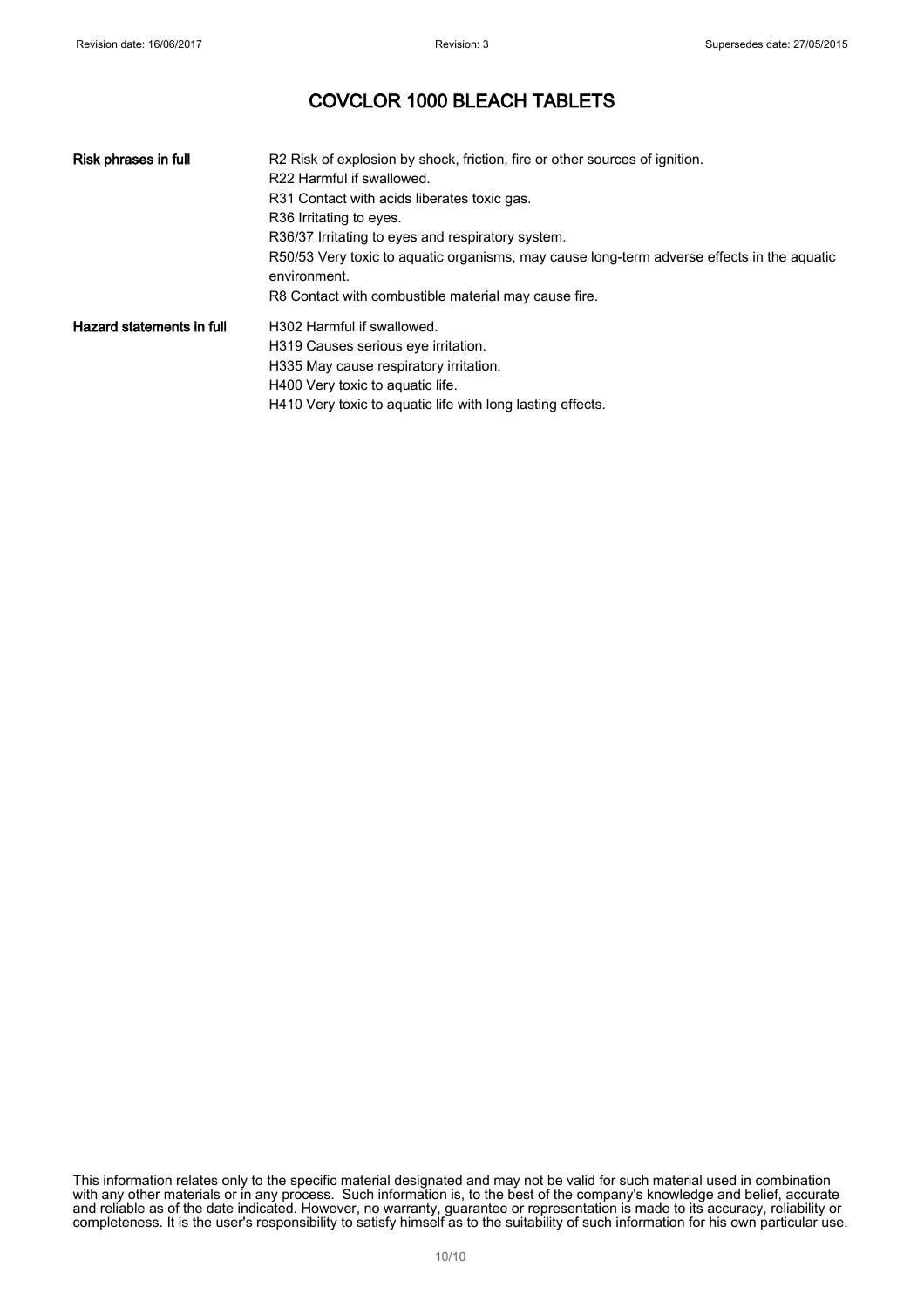# COVCLOR 1000 BLEACH TABLETS

| | |
|---|---|
| **Risk phrases in full** | R2 Risk of explosion by shock, friction, fire or other sources of ignition.<br>R22 Harmful if swallowed.<br>R31 Contact with acids liberates toxic gas.<br>R36 Irritating to eyes.<br>R36/37 Irritating to eyes and respiratory system.<br>R50/53 Very toxic to aquatic organisms, may cause long-term adverse effects in the aquatic environment.<br>R8 Contact with combustible material may cause fire. |
| **Hazard statements in full** | H302 Harmful if swallowed.<br>H319 Causes serious eye irritation.<br>H335 May cause respiratory irritation.<br>H400 Very toxic to aquatic life.<br>H410 Very toxic to aquatic life with long lasting effects. |

This information relates only to the specific material designated and may not be valid for such material used in combination with any other materials or in any process. Such information is, to the best of the company's knowledge and belief, accurate and reliable as of the date indicated. However, no warranty, guarantee or representation is made to its accuracy, reliability or completeness. It is the user's responsibility to satisfy himself as to the suitability of such information for his own particular use.